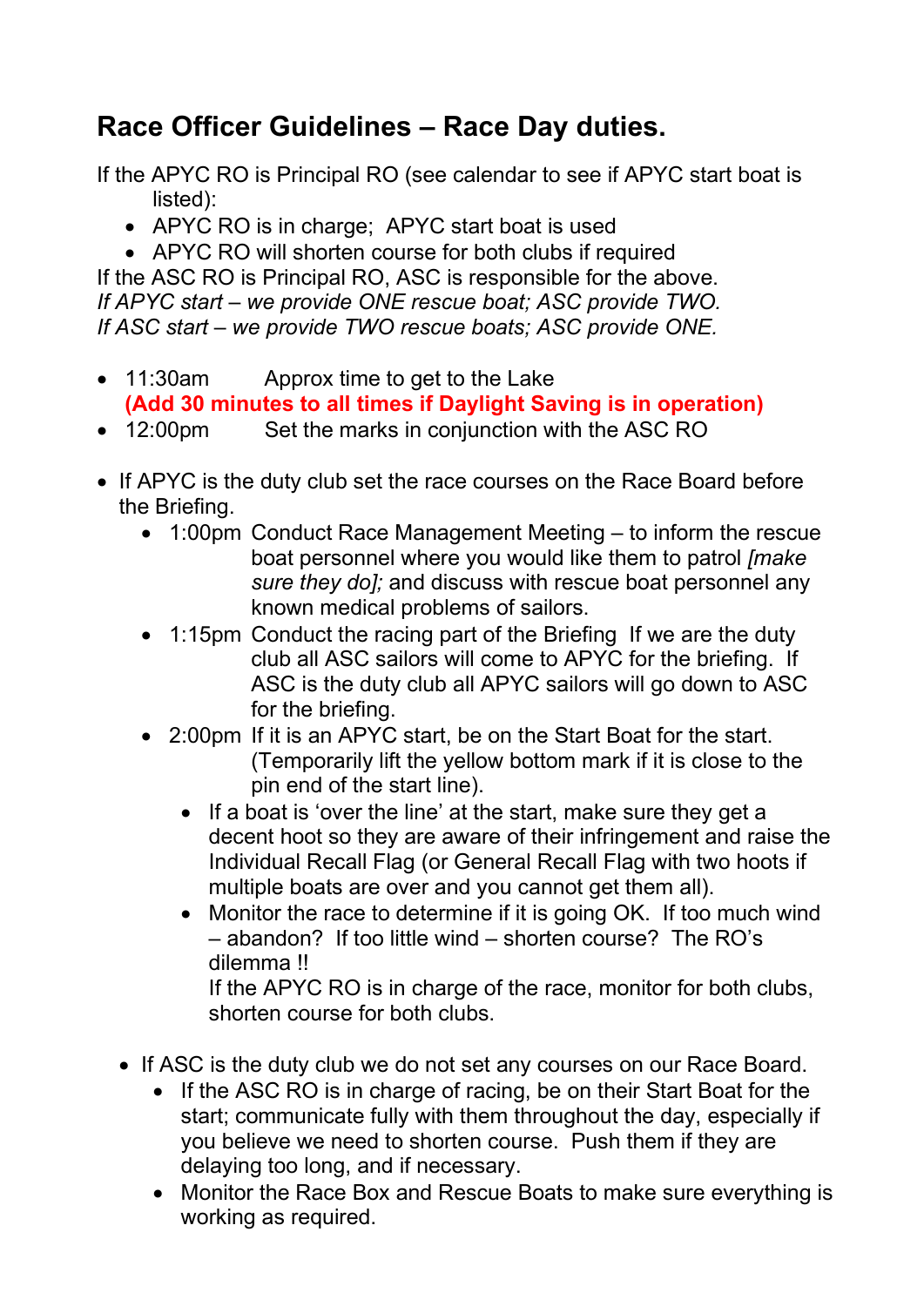# Race Officer Guidelines – Race Day duties.

If the APYC RO is Principal RO (see calendar to see if APYC start boat is listed):

- APYC RO is in charge; APYC start boat is used
- APYC RO will shorten course for both clubs if required

If the ASC RO is Principal RO, ASC is responsible for the above.
*If APYC start – we provide ONE rescue boat; ASC provide TWO.*
*If ASC start – we provide TWO rescue boats; ASC provide ONE.*

- 11:30am Approx time to get to the Lake
  **(Add 30 minutes to all times if Daylight Saving is in operation)**
- 12:00pm Set the marks in conjunction with the ASC RO

- If APYC is the duty club set the race courses on the Race Board before the Briefing.
  - 1:00pm Conduct Race Management Meeting – to inform the rescue boat personnel where you would like them to patrol *[make sure they do];* and discuss with rescue boat personnel any known medical problems of sailors.
  - 1:15pm Conduct the racing part of the Briefing If we are the duty club all ASC sailors will come to APYC for the briefing. If ASC is the duty club all APYC sailors will go down to ASC for the briefing.
  - 2:00pm If it is an APYC start, be on the Start Boat for the start. (Temporarily lift the yellow bottom mark if it is close to the pin end of the start line).
    - If a boat is 'over the line' at the start, make sure they get a decent hoot so they are aware of their infringement and raise the Individual Recall Flag (or General Recall Flag with two hoots if multiple boats are over and you cannot get them all).
    - Monitor the race to determine if it is going OK. If too much wind – abandon? If too little wind – shorten course? The RO's dilemma !!
      If the APYC RO is in charge of the race, monitor for both clubs, shorten course for both clubs.

- If ASC is the duty club we do not set any courses on our Race Board.
  - If the ASC RO is in charge of racing, be on their Start Boat for the start; communicate fully with them throughout the day, especially if you believe we need to shorten course. Push them if they are delaying too long, and if necessary.
  - Monitor the Race Box and Rescue Boats to make sure everything is working as required.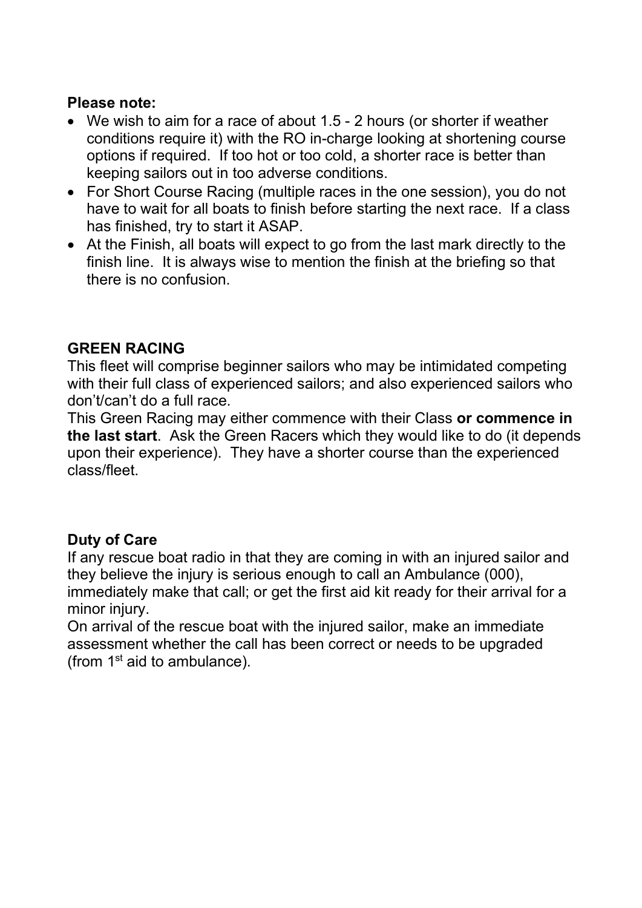**Please note:**

- We wish to aim for a race of about 1.5 - 2 hours (or shorter if weather conditions require it) with the RO in-charge looking at shortening course options if required. If too hot or too cold, a shorter race is better than keeping sailors out in too adverse conditions.
- For Short Course Racing (multiple races in the one session), you do not have to wait for all boats to finish before starting the next race. If a class has finished, try to start it ASAP.
- At the Finish, all boats will expect to go from the last mark directly to the finish line. It is always wise to mention the finish at the briefing so that there is no confusion.

**GREEN RACING**

This fleet will comprise beginner sailors who may be intimidated competing with their full class of experienced sailors; and also experienced sailors who don't/can't do a full race.

This Green Racing may either commence with their Class **or commence in the last start**. Ask the Green Racers which they would like to do (it depends upon their experience). They have a shorter course than the experienced class/fleet.

**Duty of Care**

If any rescue boat radio in that they are coming in with an injured sailor and they believe the injury is serious enough to call an Ambulance (000), immediately make that call; or get the first aid kit ready for their arrival for a minor injury.

On arrival of the rescue boat with the injured sailor, make an immediate assessment whether the call has been correct or needs to be upgraded (from 1st aid to ambulance).